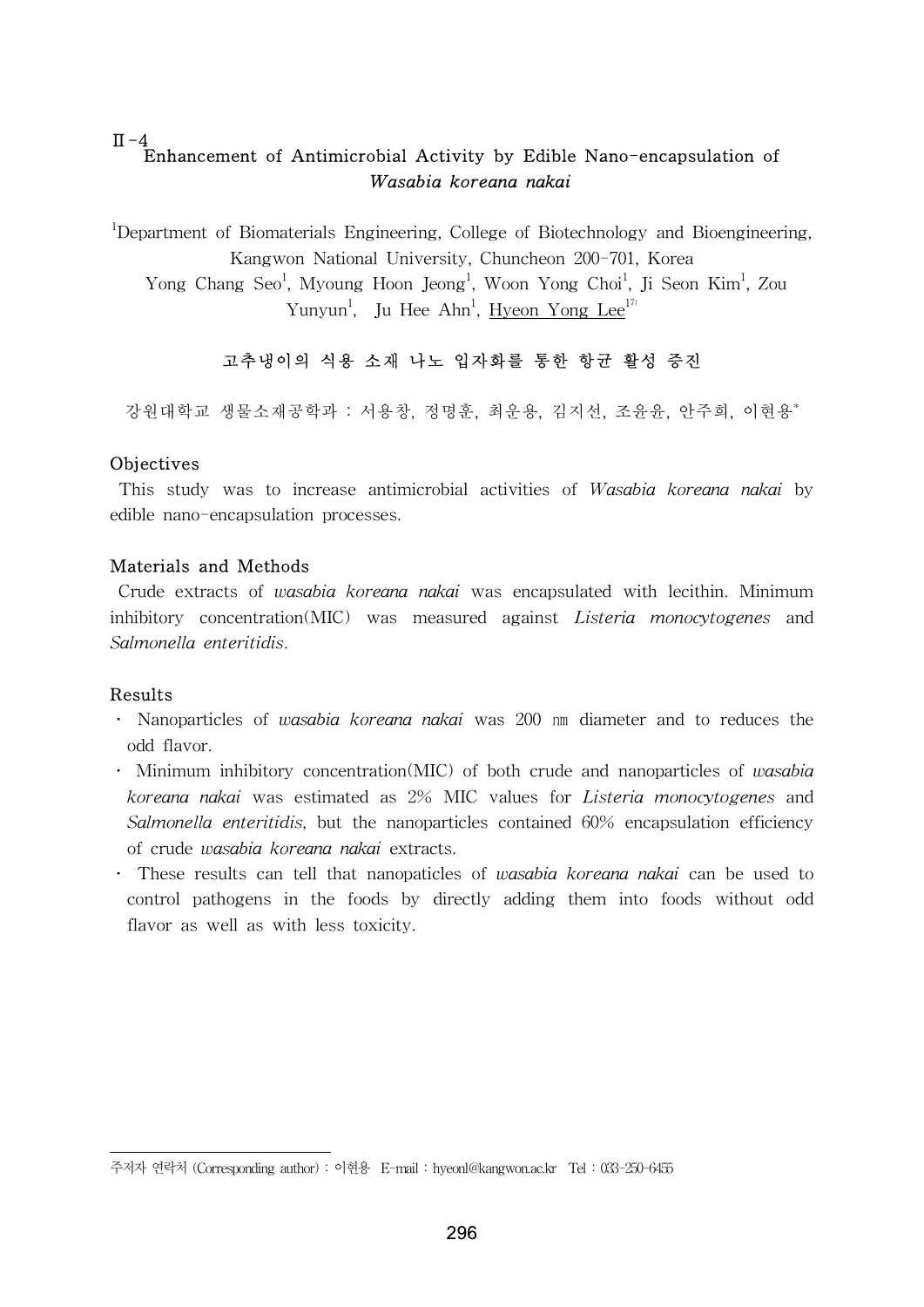II-4

# Enhancement of Antimicrobial Activity by Edible Nano-encapsulation of *Wasabia koreana nakai*

[1]Department of Biomaterials Engineering, College of Biotechnology and Bioengineering, Kangwon National University, Chuncheon 200-701, Korea

Yong Chang Seo[1], Myoung Hoon Jeong[1], Woon Yong Choi[1], Ji Seon Kim[1], Zou Yunyun[1], Ju Hee Ahn[1], Hyeon Yong Lee[1]

## 고추냉이의 식용 소재 나노 입자화를 통한 항균 활성 증진

강원대학교 생물소재공학과 : 서용창, 정명훈, 최운용, 김지선, 조윤윤, 안주희, 이현용*

### Objectives

This study was to increase antimicrobial activities of *Wasabia koreana nakai* by edible nano-encapsulation processes.

### Materials and Methods

Crude extracts of *wasabia koreana nakai* was encapsulated with lecithin. Minimum inhibitory concentration(MIC) was measured against *Listeria monocytogenes* and *Salmonella enteritidis*.

### Results

- Nanoparticles of *wasabia koreana nakai* was 200 ㎚ diameter and to reduces the odd flavor.
- Minimum inhibitory concentration(MIC) of both crude and nanoparticles of *wasabia koreana nakai* was estimated as 2% MIC values for *Listeria monocytogenes* and *Salmonella enteritidis*, but the nanoparticles contained 60% encapsulation efficiency of crude *wasabia koreana nakai* extracts.
- These results can tell that nanopaticles of *wasabia koreana nakai* can be used to control pathogens in the foods by directly adding them into foods without odd flavor as well as with less toxicity.

---

주저자 연락처 (Corresponding author) : 이현용 E-mail : hyeonl@kangwon.ac.kr Tel : 033-250-6455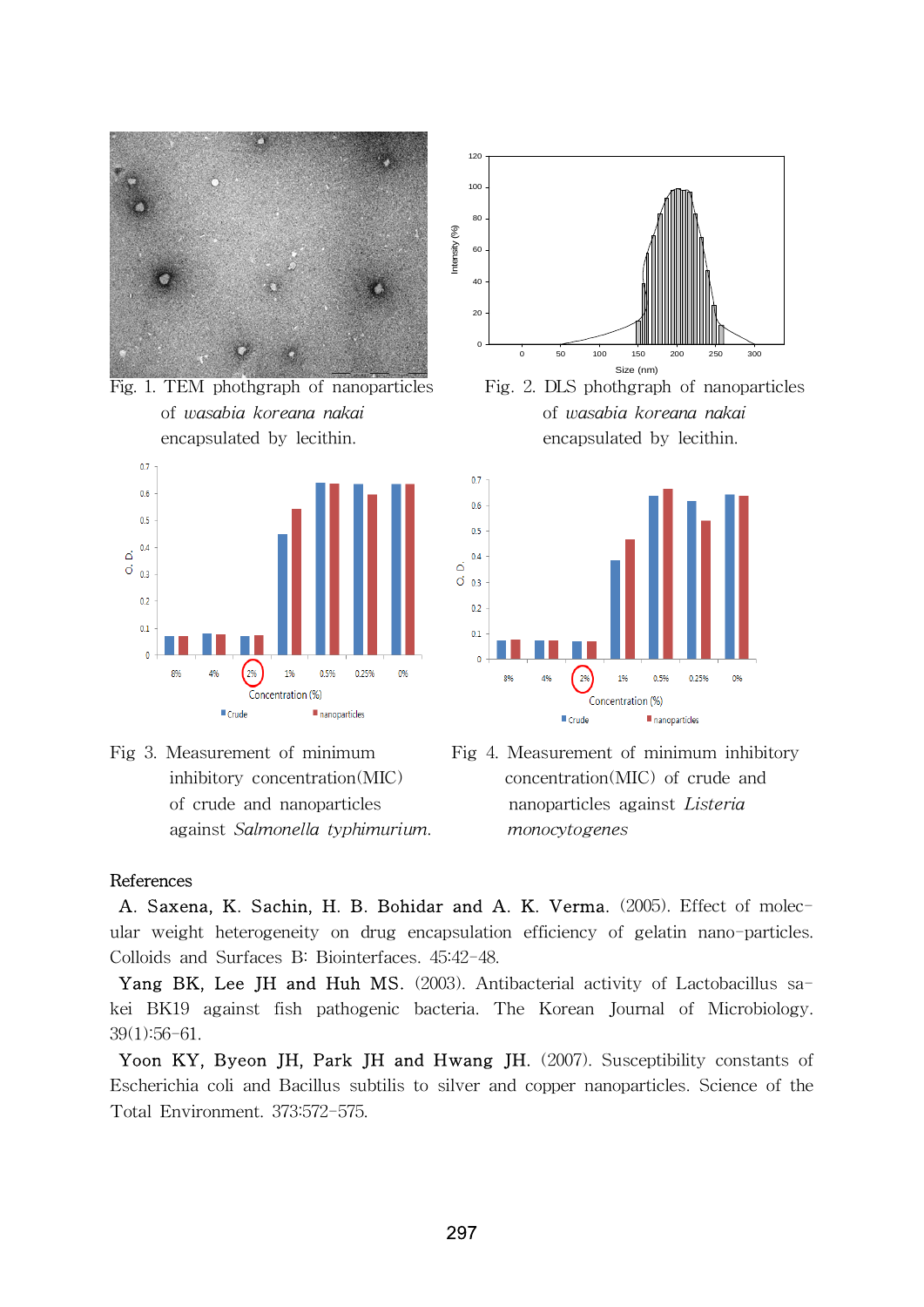Size (nm)

Intensity (%)

Fig. 1. TEM phothgraph of nanoparticles of *wasabia koreana nakai* encapsulated by lecithin.

Fig. 2. DLS phothgraph of nanoparticles of *wasabia koreana nakai* encapsulated by lecithin.

O. D.

8% 4% 2% 1% 0.5% 0.25% 0%

Concentration (%)

Crude nanoparticles

Fig 3. Measurement of minimum inhibitory concentration(MIC) of crude and nanoparticles against *Salmonella typhimurium*.

Fig 4. Measurement of minimum inhibitory concentration(MIC) of crude and nanoparticles against *Listeria monocytogenes*

## References

**A. Saxena, K. Sachin, H. B. Bohidar and A. K. Verma.** (2005). Effect of molecular weight heterogeneity on drug encapsulation efficiency of gelatin nano-particles. Colloids and Surfaces B: Biointerfaces. 45:42-48.

**Yang BK, Lee JH and Huh MS.** (2003). Antibacterial activity of Lactobacillus sakei BK19 against fish pathogenic bacteria. The Korean Journal of Microbiology. 39(1):56-61.

**Yoon KY, Byeon JH, Park JH and Hwang JH.** (2007). Susceptibility constants of Escherichia coli and Bacillus subtilis to silver and copper nanoparticles. Science of the Total Environment. 373:572-575.